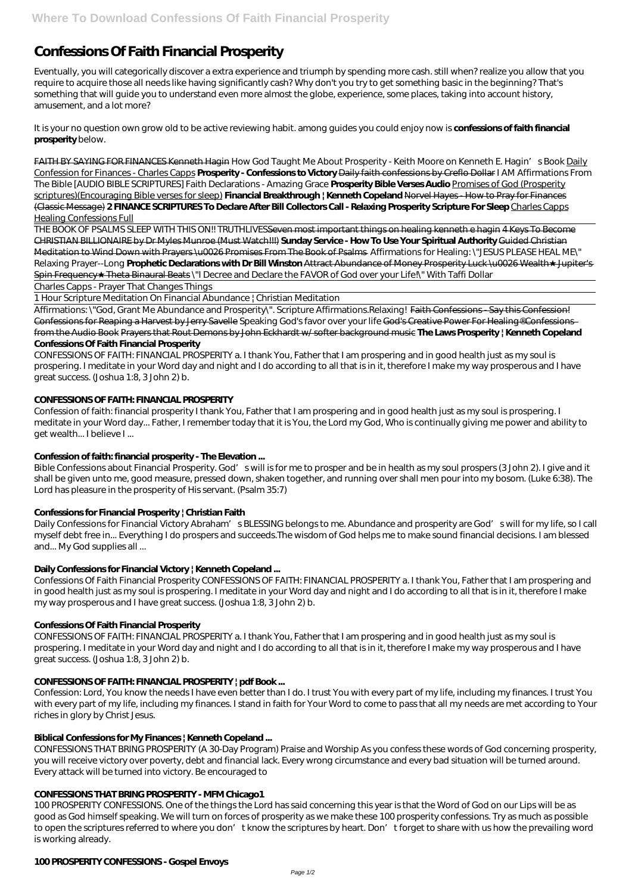# Confessions Of Faith Financial Prosperity

Eventually, you will categorically discover a extra experience and triumph by spending more cash. still when? realize you allow that you require to acquire those all needs like having significantly cash? Why don't you try to get something basic in the beginning? That's something that will guide you to understand even more almost the globe, experience, some places, taking into account history, amusement, and a lot more?

It is your no question own grow old to be active reviewing habit. among guides you could enjoy now is **confessions of faith financial prosperity** below.

FAITH BY SAYING FOR FINANCES Kenneth Hagin *How God Taught Me About Prosperity - Keith Moore on Kenneth E. Hagin's Book* Daily Confession for Finances - Charles Capps **Prosperity - Confessions to Victory** Daily faith confessions by Creflo Dollar *I AM Affirmations From The Bible [AUDIO BIBLE SCRIPTURES] Faith Declarations - Amazing Grace* **Prosperity Bible Verses Audio** Promises of God (Prosperity scriptures)(Encouraging Bible verses for sleep) **Financial Breakthrough | Kenneth Copeland** Norvel Hayes - How to Pray for Finances (Classic Message) **2 FINANCE SCRIPTURES To Declare After Bill Collectors Call - Relaxing Prosperity Scripture For Sleep** Charles Capps Healing Confessions Full

THE BOOK OF PSALMS SLEEP WITH THIS ON!! TRUTHLIVESSeven most important things on healing kenneth e hagin 4 Keys To Become CHRISTIAN BILLIONAIRE by Dr Myles Munroe (Must Watch!!!) **Sunday Service - How To Use Your Spiritual Authority** Guided Christian Meditation to Wind Down with Prayers \u0026 Promises From The Book of Psalms *Affirmations for Healing: \"JESUS PLEASE HEAL ME\" Relaxing Prayer--Long* **Prophetic Declarations with Dr Bill Winston** Attract Abundance of Money Prosperity Luck \u0026 Wealth★ Jupiter's Spin Frequency★ Theta Binaural Beats *\"I Decree and Declare the FAVOR of God over your Life!\" With Taffi Dollar*

Charles Capps - Prayer That Changes Things

1 Hour Scripture Meditation On Financial Abundance | Christian Meditation

Affirmations: \"God, Grant Me Abundance and Prosperity\". Scripture Affirmations.Relaxing! Faith Confessions - Say this Confession! Confessions for Reaping a Harvest by Jerry Savelle *Speaking God's favor over your life* God's Creative Power For Healing® Confessions from the Audio Book Prayers that Rout Demons by John Eckhardt w/ softer background music **The Laws Prosperity | Kenneth Copeland**

**Confessions Of Faith Financial Prosperity**

CONFESSIONS OF FAITH: FINANCIAL PROSPERITY a. I thank You, Father that I am prospering and in good health just as my soul is prospering. I meditate in your Word day and night and I do according to all that is in it, therefore I make my way prosperous and I have great success. (Joshua 1:8, 3 John 2) b.

### CONFESSIONS OF FAITH: FINANCIAL PROSPERITY

Confession of faith: financial prosperity I thank You, Father that I am prospering and in good health just as my soul is prospering. I meditate in your Word day... Father, I remember today that it is You, the Lord my God, Who is continually giving me power and ability to get wealth... I believe I ...

### Confession of faith: financial prosperity - The Elevation ...

Bible Confessions about Financial Prosperity. God's will is for me to prosper and be in health as my soul prospers (3 John 2). I give and it shall be given unto me, good measure, pressed down, shaken together, and running over shall men pour into my bosom. (Luke 6:38). The Lord has pleasure in the prosperity of His servant. (Psalm 35:7)

### Confessions for Financial Prosperity | Christian Faith

Daily Confessions for Financial Victory Abraham's BLESSING belongs to me. Abundance and prosperity are God's will for my life, so I call myself debt free in... Everything I do prospers and succeeds.The wisdom of God helps me to make sound financial decisions. I am blessed and... My God supplies all ...

### Daily Confessions for Financial Victory | Kenneth Copeland ...

Confessions Of Faith Financial Prosperity CONFESSIONS OF FAITH: FINANCIAL PROSPERITY a. I thank You, Father that I am prospering and in good health just as my soul is prospering. I meditate in your Word day and night and I do according to all that is in it, therefore I make my way prosperous and I have great success. (Joshua 1:8, 3 John 2) b.

### Confessions Of Faith Financial Prosperity

CONFESSIONS OF FAITH: FINANCIAL PROSPERITY a. I thank You, Father that I am prospering and in good health just as my soul is prospering. I meditate in your Word day and night and I do according to all that is in it, therefore I make my way prosperous and I have great success. (Joshua 1:8, 3 John 2) b.

### CONFESSIONS OF FAITH: FINANCIAL PROSPERITY | pdf Book ...

Confession: Lord, You know the needs I have even better than I do. I trust You with every part of my life, including my finances. I trust You with every part of my life, including my finances. I stand in faith for Your Word to come to pass that all my needs are met according to Your riches in glory by Christ Jesus.

### Biblical Confessions for My Finances | Kenneth Copeland ...

CONFESSIONS THAT BRING PROSPERITY (A 30-Day Program) Praise and Worship As you confess these words of God concerning prosperity, you will receive victory over poverty, debt and financial lack. Every wrong circumstance and every bad situation will be turned around. Every attack will be turned into victory. Be encouraged to

### CONFESSIONS THAT BRING PROSPERITY - MFM Chicago1

100 PROSPERITY CONFESSIONS. One of the things the Lord has said concerning this year is that the Word of God on our Lips will be as good as God himself speaking. We will turn on forces of prosperity as we make these 100 prosperity confessions. Try as much as possible to open the scriptures referred to where you don't know the scriptures by heart. Don't forget to share with us how the prevailing word is working already.

### 100 PROSPERITY CONFESSIONS - Gospel Envoys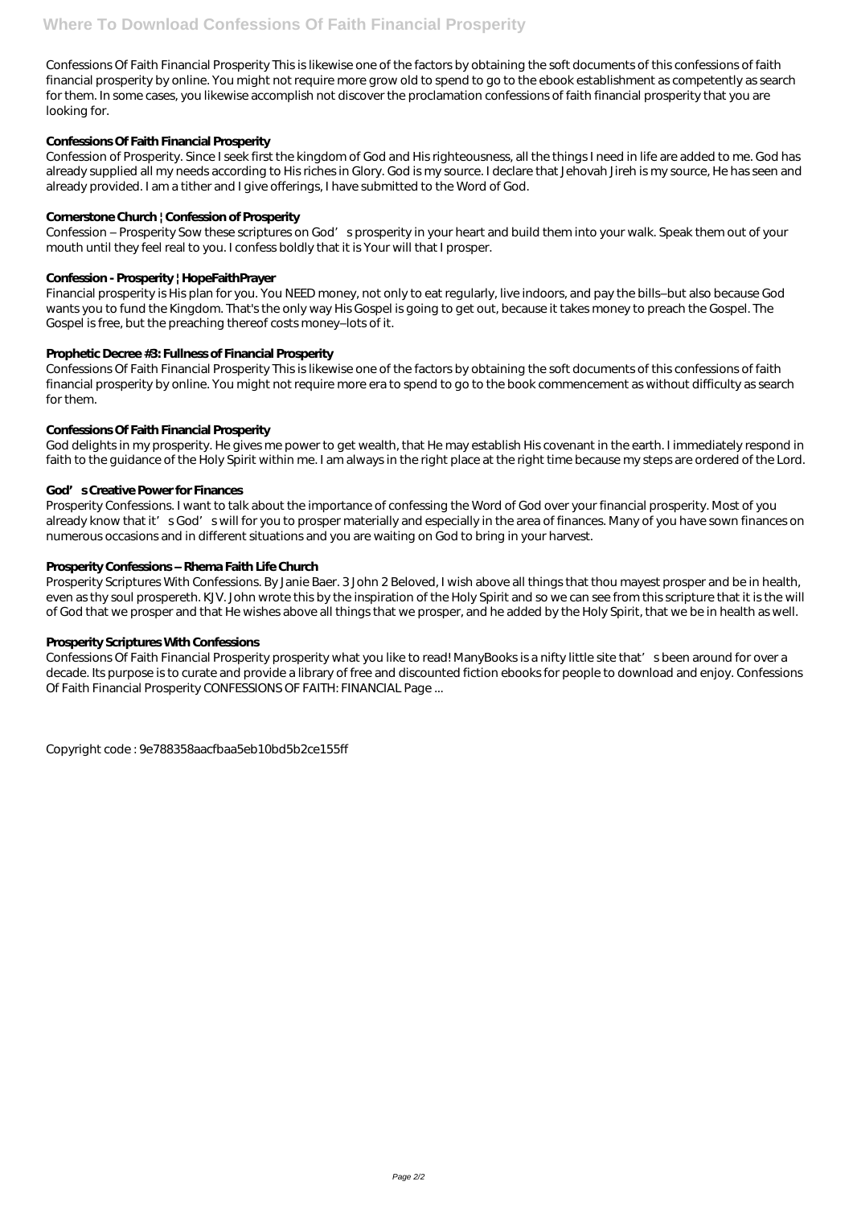Confessions Of Faith Financial Prosperity This is likewise one of the factors by obtaining the soft documents of this confessions of faith financial prosperity by online. You might not require more grow old to spend to go to the ebook establishment as competently as search for them. In some cases, you likewise accomplish not discover the proclamation confessions of faith financial prosperity that you are looking for.

**Confessions Of Faith Financial Prosperity**

Confession of Prosperity. Since I seek first the kingdom of God and His righteousness, all the things I need in life are added to me. God has already supplied all my needs according to His riches in Glory. God is my source. I declare that Jehovah Jireh is my source, He has seen and already provided. I am a tither and I give offerings, I have submitted to the Word of God.

**Cornerstone Church | Confession of Prosperity**

Confession – Prosperity Sow these scriptures on God's prosperity in your heart and build them into your walk. Speak them out of your mouth until they feel real to you. I confess boldly that it is Your will that I prosper.

**Confession - Prosperity | HopeFaithPrayer**

Financial prosperity is His plan for you. You NEED money, not only to eat regularly, live indoors, and pay the bills–but also because God wants you to fund the Kingdom. That's the only way His Gospel is going to get out, because it takes money to preach the Gospel. The Gospel is free, but the preaching thereof costs money–lots of it.

**Prophetic Decree #3: Fullness of Financial Prosperity**

Confessions Of Faith Financial Prosperity This is likewise one of the factors by obtaining the soft documents of this confessions of faith financial prosperity by online. You might not require more era to spend to go to the book commencement as without difficulty as search for them.

**Confessions Of Faith Financial Prosperity**

God delights in my prosperity. He gives me power to get wealth, that He may establish His covenant in the earth. I immediately respond in faith to the guidance of the Holy Spirit within me. I am always in the right place at the right time because my steps are ordered of the Lord.

**God's Creative Power for Finances**

Prosperity Confessions. I want to talk about the importance of confessing the Word of God over your financial prosperity. Most of you already know that it's God's will for you to prosper materially and especially in the area of finances. Many of you have sown finances on numerous occasions and in different situations and you are waiting on God to bring in your harvest.

**Prosperity Confessions – Rhema Faith Life Church**

Prosperity Scriptures With Confessions. By Janie Baer. 3 John 2 Beloved, I wish above all things that thou mayest prosper and be in health, even as thy soul prospereth. KJV. John wrote this by the inspiration of the Holy Spirit and so we can see from this scripture that it is the will of God that we prosper and that He wishes above all things that we prosper, and he added by the Holy Spirit, that we be in health as well.

**Prosperity Scriptures With Confessions**

Confessions Of Faith Financial Prosperity prosperity what you like to read! ManyBooks is a nifty little site that's been around for over a decade. Its purpose is to curate and provide a library of free and discounted fiction ebooks for people to download and enjoy. Confessions Of Faith Financial Prosperity CONFESSIONS OF FAITH: FINANCIAL Page ...

Copyright code : 9e788358aacfbaa5eb10bd5b2ce155ff